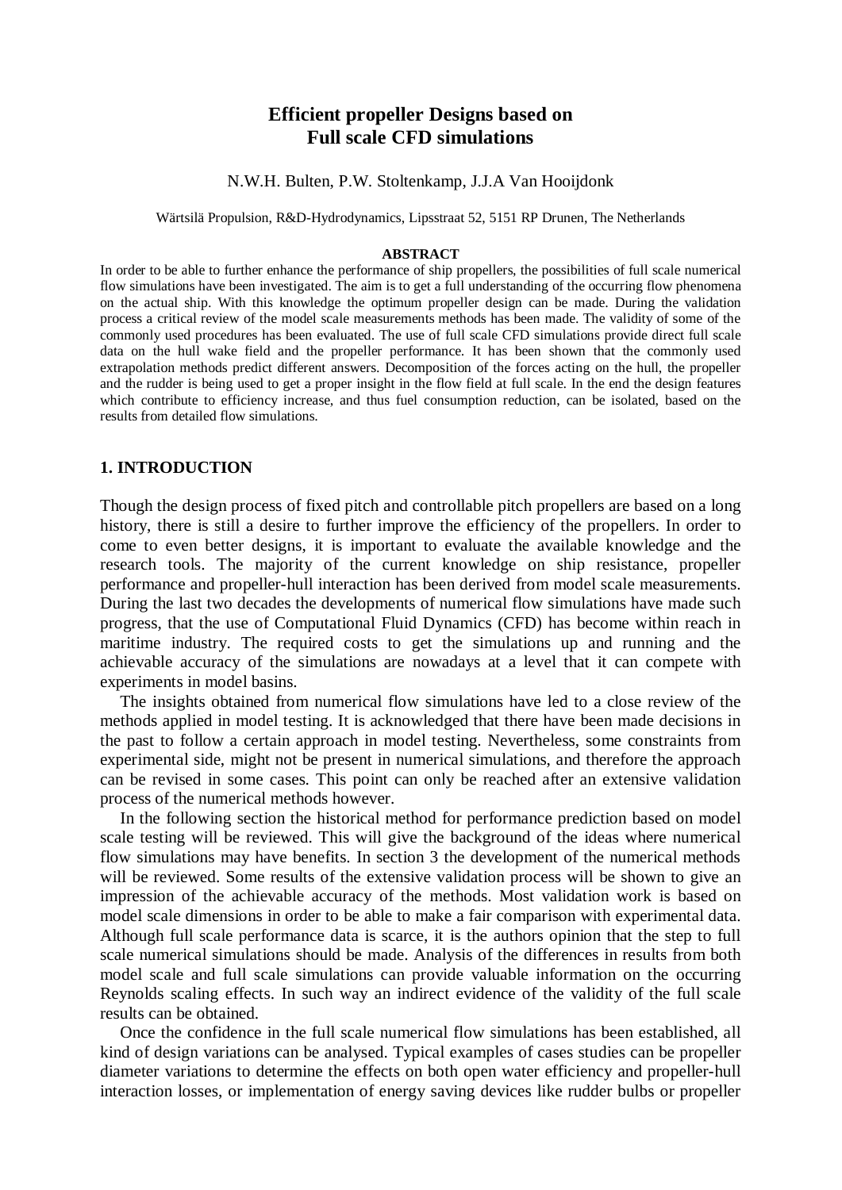# Efficient propeller Designs based on Full scale CFD simulations

N.W.H. Bulten, P.W. Stoltenkamp, J.J.A Van Hooijdonk

Wärtsilä Propulsion, R&D-Hydrodynamics, Lipsstraat 52, 5151 RP Drunen, The Netherlands

**ABSTRACT**

In order to be able to further enhance the performance of ship propellers, the possibilities of full scale numerical flow simulations have been investigated. The aim is to get a full understanding of the occurring flow phenomena on the actual ship. With this knowledge the optimum propeller design can be made. During the validation process a critical review of the model scale measurements methods has been made. The validity of some of the commonly used procedures has been evaluated. The use of full scale CFD simulations provide direct full scale data on the hull wake field and the propeller performance. It has been shown that the commonly used extrapolation methods predict different answers. Decomposition of the forces acting on the hull, the propeller and the rudder is being used to get a proper insight in the flow field at full scale. In the end the design features which contribute to efficiency increase, and thus fuel consumption reduction, can be isolated, based on the results from detailed flow simulations.

## 1. INTRODUCTION

Though the design process of fixed pitch and controllable pitch propellers are based on a long history, there is still a desire to further improve the efficiency of the propellers. In order to come to even better designs, it is important to evaluate the available knowledge and the research tools. The majority of the current knowledge on ship resistance, propeller performance and propeller-hull interaction has been derived from model scale measurements. During the last two decades the developments of numerical flow simulations have made such progress, that the use of Computational Fluid Dynamics (CFD) has become within reach in maritime industry. The required costs to get the simulations up and running and the achievable accuracy of the simulations are nowadays at a level that it can compete with experiments in model basins.

The insights obtained from numerical flow simulations have led to a close review of the methods applied in model testing. It is acknowledged that there have been made decisions in the past to follow a certain approach in model testing. Nevertheless, some constraints from experimental side, might not be present in numerical simulations, and therefore the approach can be revised in some cases. This point can only be reached after an extensive validation process of the numerical methods however.

In the following section the historical method for performance prediction based on model scale testing will be reviewed. This will give the background of the ideas where numerical flow simulations may have benefits. In section 3 the development of the numerical methods will be reviewed. Some results of the extensive validation process will be shown to give an impression of the achievable accuracy of the methods. Most validation work is based on model scale dimensions in order to be able to make a fair comparison with experimental data. Although full scale performance data is scarce, it is the authors opinion that the step to full scale numerical simulations should be made. Analysis of the differences in results from both model scale and full scale simulations can provide valuable information on the occurring Reynolds scaling effects. In such way an indirect evidence of the validity of the full scale results can be obtained.

Once the confidence in the full scale numerical flow simulations has been established, all kind of design variations can be analysed. Typical examples of cases studies can be propeller diameter variations to determine the effects on both open water efficiency and propeller-hull interaction losses, or implementation of energy saving devices like rudder bulbs or propeller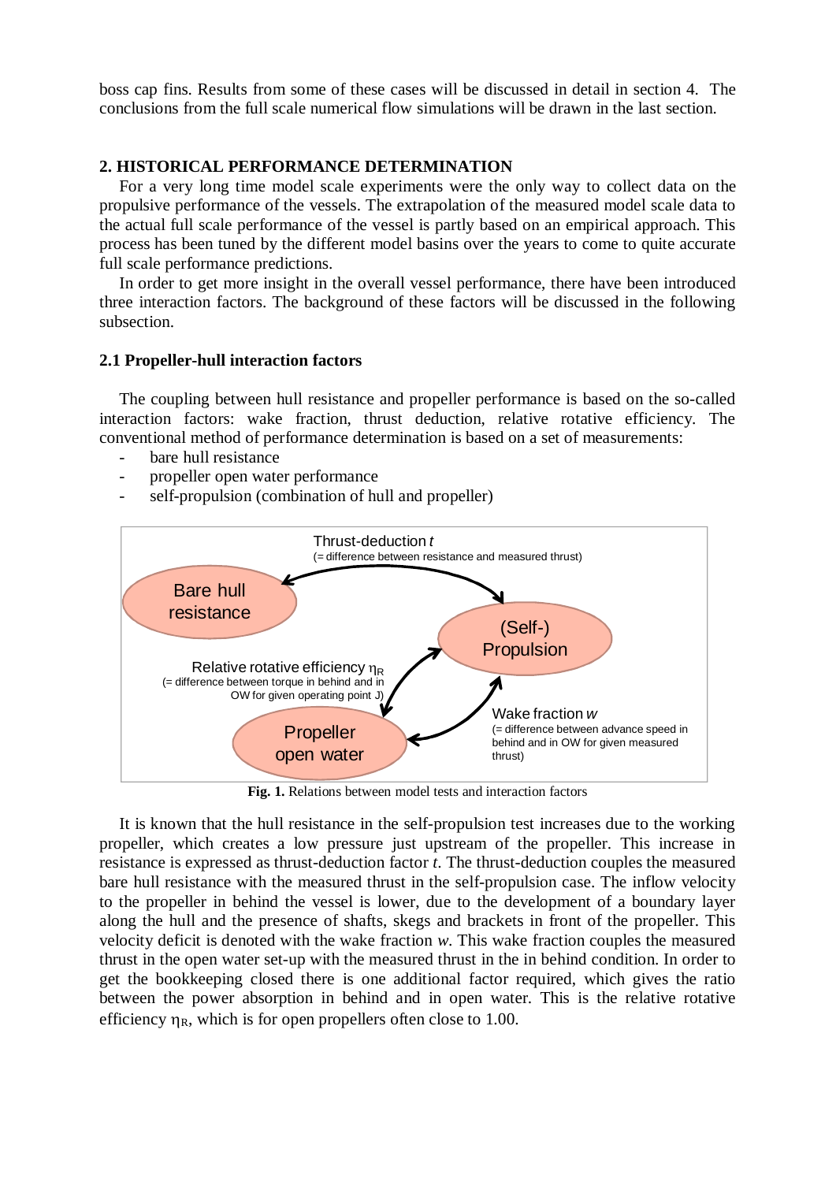boss cap fins. Results from some of these cases will be discussed in detail in section 4. The conclusions from the full scale numerical flow simulations will be drawn in the last section.

## 2. HISTORICAL PERFORMANCE DETERMINATION

For a very long time model scale experiments were the only way to collect data on the propulsive performance of the vessels. The extrapolation of the measured model scale data to the actual full scale performance of the vessel is partly based on an empirical approach. This process has been tuned by the different model basins over the years to come to quite accurate full scale performance predictions.

In order to get more insight in the overall vessel performance, there have been introduced three interaction factors. The background of these factors will be discussed in the following subsection.

### 2.1 Propeller-hull interaction factors

The coupling between hull resistance and propeller performance is based on the so-called interaction factors: wake fraction, thrust deduction, relative rotative efficiency. The conventional method of performance determination is based on a set of measurements:

- bare hull resistance
- propeller open water performance
- self-propulsion (combination of hull and propeller)

Thrust-deduction *t*
(= difference between resistance and measured thrust)

Bare hull resistance

(Self-) Propulsion

Relative rotative efficiency $\eta_R$
(= difference between torque in behind and in OW for given operating point J)

Propeller open water

Wake fraction *w*
(= difference between advance speed in behind and in OW for given measured thrust)

**Fig. 1.** Relations between model tests and interaction factors

It is known that the hull resistance in the self-propulsion test increases due to the working propeller, which creates a low pressure just upstream of the propeller. This increase in resistance is expressed as thrust-deduction factor *t*. The thrust-deduction couples the measured bare hull resistance with the measured thrust in the self-propulsion case. The inflow velocity to the propeller in behind the vessel is lower, due to the development of a boundary layer along the hull and the presence of shafts, skegs and brackets in front of the propeller. This velocity deficit is denoted with the wake fraction *w*. This wake fraction couples the measured thrust in the open water set-up with the measured thrust in the in behind condition. In order to get the bookkeeping closed there is one additional factor required, which gives the ratio between the power absorption in behind and in open water. This is the relative rotative efficiency $\eta_R$, which is for open propellers often close to 1.00.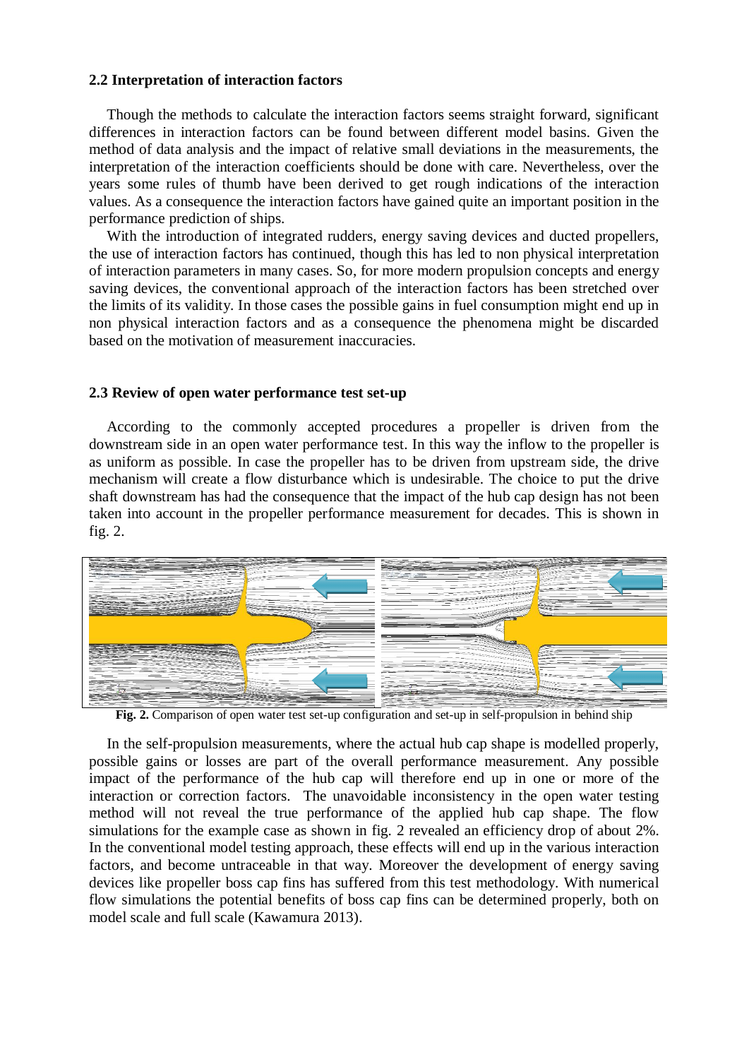### 2.2 Interpretation of interaction factors

Though the methods to calculate the interaction factors seems straight forward, significant differences in interaction factors can be found between different model basins. Given the method of data analysis and the impact of relative small deviations in the measurements, the interpretation of the interaction coefficients should be done with care. Nevertheless, over the years some rules of thumb have been derived to get rough indications of the interaction values. As a consequence the interaction factors have gained quite an important position in the performance prediction of ships.

With the introduction of integrated rudders, energy saving devices and ducted propellers, the use of interaction factors has continued, though this has led to non physical interpretation of interaction parameters in many cases. So, for more modern propulsion concepts and energy saving devices, the conventional approach of the interaction factors has been stretched over the limits of its validity. In those cases the possible gains in fuel consumption might end up in non physical interaction factors and as a consequence the phenomena might be discarded based on the motivation of measurement inaccuracies.

### 2.3 Review of open water performance test set-up

According to the commonly accepted procedures a propeller is driven from the downstream side in an open water performance test. In this way the inflow to the propeller is as uniform as possible. In case the propeller has to be driven from upstream side, the drive mechanism will create a flow disturbance which is undesirable. The choice to put the drive shaft downstream has had the consequence that the impact of the hub cap design has not been taken into account in the propeller performance measurement for decades. This is shown in fig. 2.

**Fig. 2.** Comparison of open water test set-up configuration and set-up in self-propulsion in behind ship

In the self-propulsion measurements, where the actual hub cap shape is modelled properly, possible gains or losses are part of the overall performance measurement. Any possible impact of the performance of the hub cap will therefore end up in one or more of the interaction or correction factors. The unavoidable inconsistency in the open water testing method will not reveal the true performance of the applied hub cap shape. The flow simulations for the example case as shown in fig. 2 revealed an efficiency drop of about 2%. In the conventional model testing approach, these effects will end up in the various interaction factors, and become untraceable in that way. Moreover the development of energy saving devices like propeller boss cap fins has suffered from this test methodology. With numerical flow simulations the potential benefits of boss cap fins can be determined properly, both on model scale and full scale (Kawamura 2013).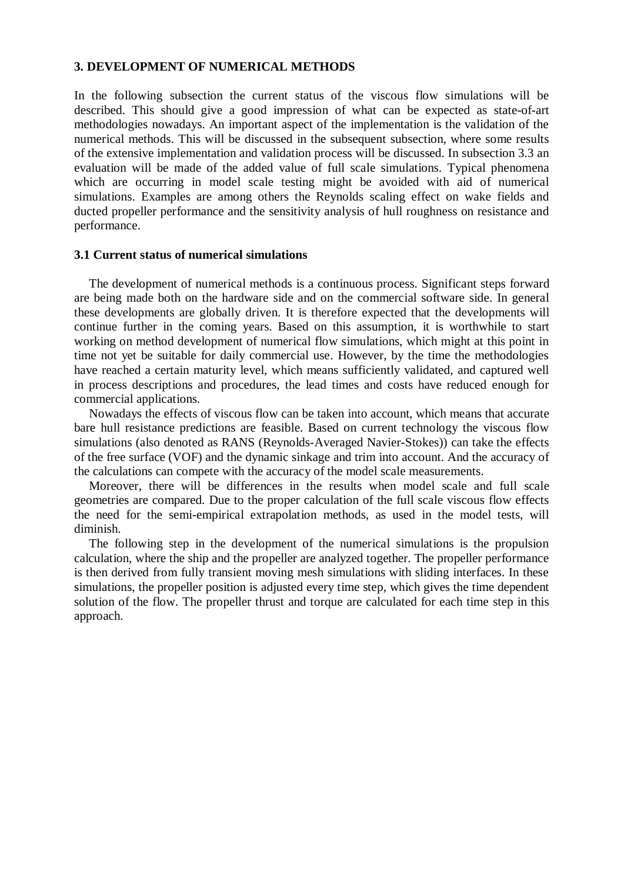## 3. DEVELOPMENT OF NUMERICAL METHODS

In the following subsection the current status of the viscous flow simulations will be described. This should give a good impression of what can be expected as state-of-art methodologies nowadays. An important aspect of the implementation is the validation of the numerical methods. This will be discussed in the subsequent subsection, where some results of the extensive implementation and validation process will be discussed. In subsection 3.3 an evaluation will be made of the added value of full scale simulations. Typical phenomena which are occurring in model scale testing might be avoided with aid of numerical simulations. Examples are among others the Reynolds scaling effect on wake fields and ducted propeller performance and the sensitivity analysis of hull roughness on resistance and performance.

### 3.1 Current status of numerical simulations

The development of numerical methods is a continuous process. Significant steps forward are being made both on the hardware side and on the commercial software side. In general these developments are globally driven. It is therefore expected that the developments will continue further in the coming years. Based on this assumption, it is worthwhile to start working on method development of numerical flow simulations, which might at this point in time not yet be suitable for daily commercial use. However, by the time the methodologies have reached a certain maturity level, which means sufficiently validated, and captured well in process descriptions and procedures, the lead times and costs have reduced enough for commercial applications.

Nowadays the effects of viscous flow can be taken into account, which means that accurate bare hull resistance predictions are feasible. Based on current technology the viscous flow simulations (also denoted as RANS (Reynolds-Averaged Navier-Stokes)) can take the effects of the free surface (VOF) and the dynamic sinkage and trim into account. And the accuracy of the calculations can compete with the accuracy of the model scale measurements.

Moreover, there will be differences in the results when model scale and full scale geometries are compared. Due to the proper calculation of the full scale viscous flow effects the need for the semi-empirical extrapolation methods, as used in the model tests, will diminish.

The following step in the development of the numerical simulations is the propulsion calculation, where the ship and the propeller are analyzed together. The propeller performance is then derived from fully transient moving mesh simulations with sliding interfaces. In these simulations, the propeller position is adjusted every time step, which gives the time dependent solution of the flow. The propeller thrust and torque are calculated for each time step in this approach.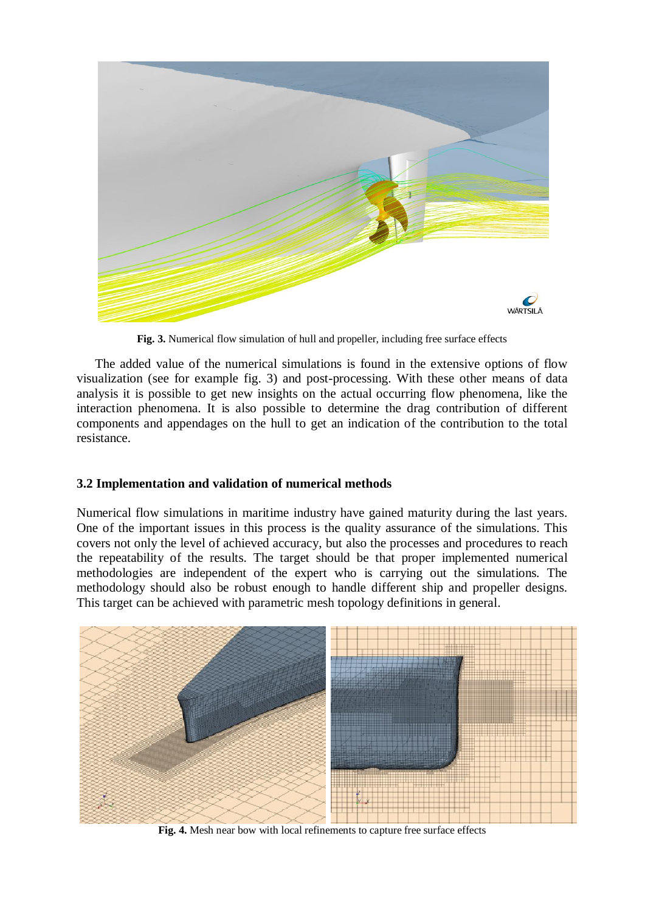**Fig. 3.** Numerical flow simulation of hull and propeller, including free surface effects

The added value of the numerical simulations is found in the extensive options of flow visualization (see for example fig. 3) and post-processing. With these other means of data analysis it is possible to get new insights on the actual occurring flow phenomena, like the interaction phenomena. It is also possible to determine the drag contribution of different components and appendages on the hull to get an indication of the contribution to the total resistance.

### 3.2 Implementation and validation of numerical methods

Numerical flow simulations in maritime industry have gained maturity during the last years. One of the important issues in this process is the quality assurance of the simulations. This covers not only the level of achieved accuracy, but also the processes and procedures to reach the repeatability of the results. The target should be that proper implemented numerical methodologies are independent of the expert who is carrying out the simulations. The methodology should also be robust enough to handle different ship and propeller designs. This target can be achieved with parametric mesh topology definitions in general.

**Fig. 4.** Mesh near bow with local refinements to capture free surface effects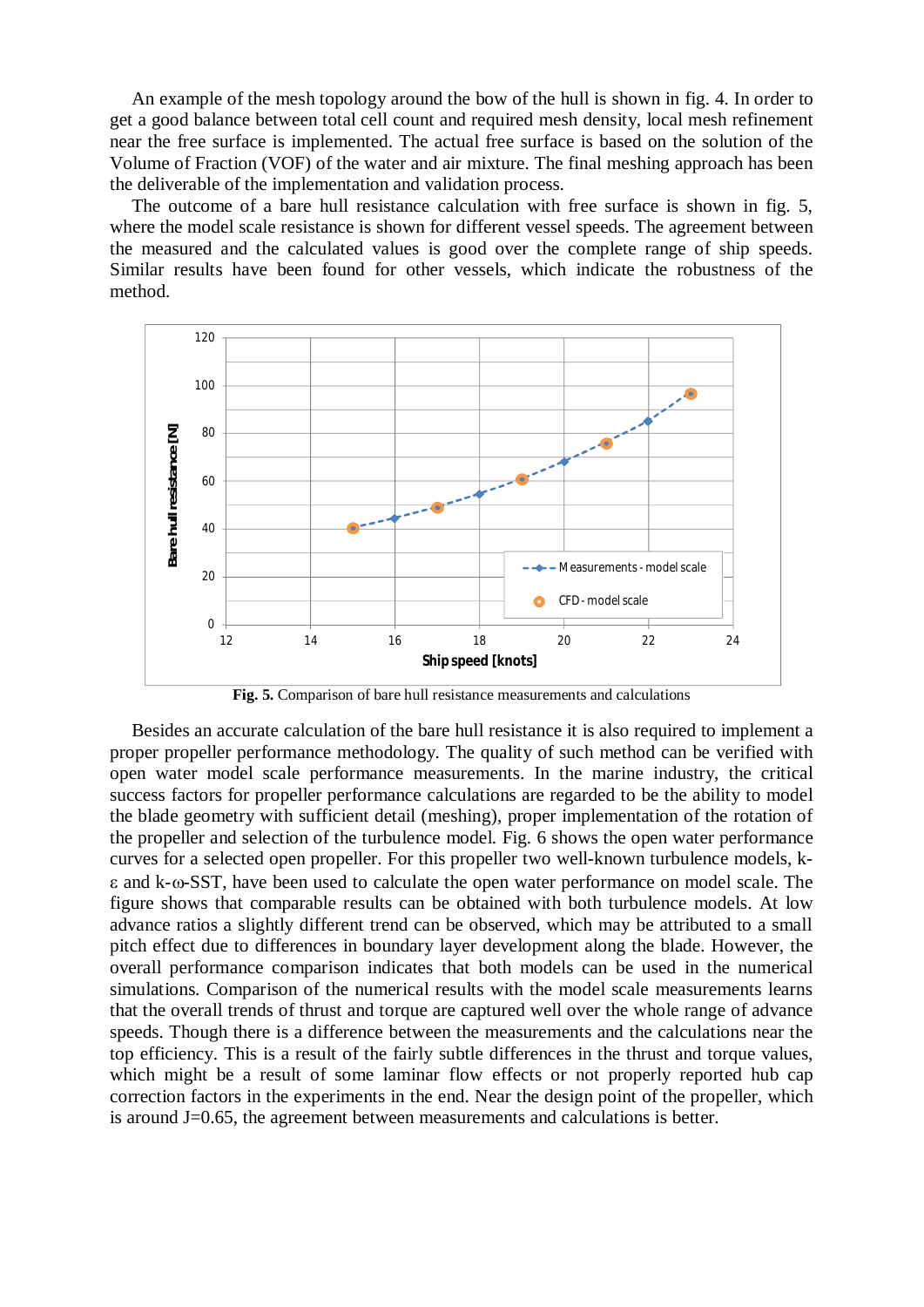An example of the mesh topology around the bow of the hull is shown in fig. 4. In order to get a good balance between total cell count and required mesh density, local mesh refinement near the free surface is implemented. The actual free surface is based on the solution of the Volume of Fraction (VOF) of the water and air mixture. The final meshing approach has been the deliverable of the implementation and validation process.

The outcome of a bare hull resistance calculation with free surface is shown in fig. 5, where the model scale resistance is shown for different vessel speeds. The agreement between the measured and the calculated values is good over the complete range of ship speeds. Similar results have been found for other vessels, which indicate the robustness of the method.

**Fig. 5.** Comparison of bare hull resistance measurements and calculations

Besides an accurate calculation of the bare hull resistance it is also required to implement a proper propeller performance methodology. The quality of such method can be verified with open water model scale performance measurements. In the marine industry, the critical success factors for propeller performance calculations are regarded to be the ability to model the blade geometry with sufficient detail (meshing), proper implementation of the rotation of the propeller and selection of the turbulence model. Fig. 6 shows the open water performance curves for a selected open propeller. For this propeller two well-known turbulence models, k-$\varepsilon$ and k-$\omega$-SST, have been used to calculate the open water performance on model scale. The figure shows that comparable results can be obtained with both turbulence models. At low advance ratios a slightly different trend can be observed, which may be attributed to a small pitch effect due to differences in boundary layer development along the blade. However, the overall performance comparison indicates that both models can be used in the numerical simulations. Comparison of the numerical results with the model scale measurements learns that the overall trends of thrust and torque are captured well over the whole range of advance speeds. Though there is a difference between the measurements and the calculations near the top efficiency. This is a result of the fairly subtle differences in the thrust and torque values, which might be a result of some laminar flow effects or not properly reported hub cap correction factors in the experiments in the end. Near the design point of the propeller, which is around J=0.65, the agreement between measurements and calculations is better.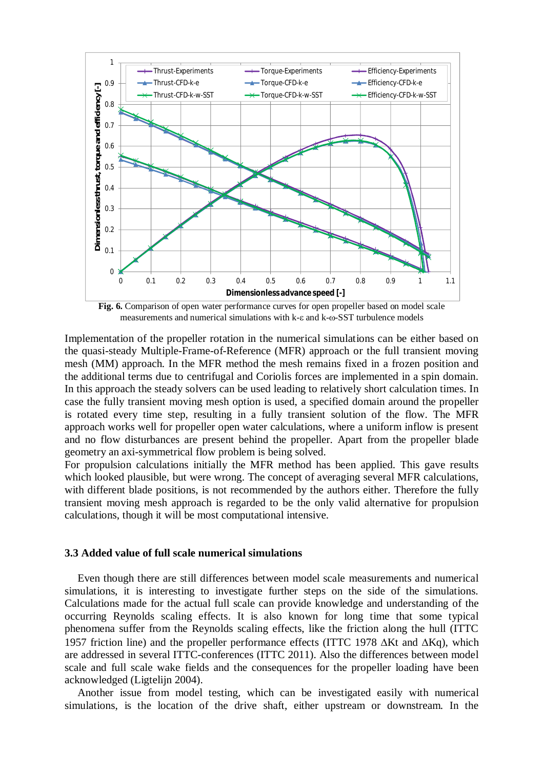**Fig. 6.** Comparison of open water performance curves for open propeller based on model scale measurements and numerical simulations with k-ε and k-ω-SST turbulence models

Implementation of the propeller rotation in the numerical simulations can be either based on the quasi-steady Multiple-Frame-of-Reference (MFR) approach or the full transient moving mesh (MM) approach. In the MFR method the mesh remains fixed in a frozen position and the additional terms due to centrifugal and Coriolis forces are implemented in a spin domain. In this approach the steady solvers can be used leading to relatively short calculation times. In case the fully transient moving mesh option is used, a specified domain around the propeller is rotated every time step, resulting in a fully transient solution of the flow. The MFR approach works well for propeller open water calculations, where a uniform inflow is present and no flow disturbances are present behind the propeller. Apart from the propeller blade geometry an axi-symmetrical flow problem is being solved.

For propulsion calculations initially the MFR method has been applied. This gave results which looked plausible, but were wrong. The concept of averaging several MFR calculations, with different blade positions, is not recommended by the authors either. Therefore the fully transient moving mesh approach is regarded to be the only valid alternative for propulsion calculations, though it will be most computational intensive.

### 3.3 Added value of full scale numerical simulations

Even though there are still differences between model scale measurements and numerical simulations, it is interesting to investigate further steps on the side of the simulations. Calculations made for the actual full scale can provide knowledge and understanding of the occurring Reynolds scaling effects. It is also known for long time that some typical phenomena suffer from the Reynolds scaling effects, like the friction along the hull (ITTC 1957 friction line) and the propeller performance effects (ITTC 1978 $\Delta$Kt and $\Delta$Kq), which are addressed in several ITTC-conferences (ITTC 2011). Also the differences between model scale and full scale wake fields and the consequences for the propeller loading have been acknowledged (Ligtelijn 2004).

Another issue from model testing, which can be investigated easily with numerical simulations, is the location of the drive shaft, either upstream or downstream. In the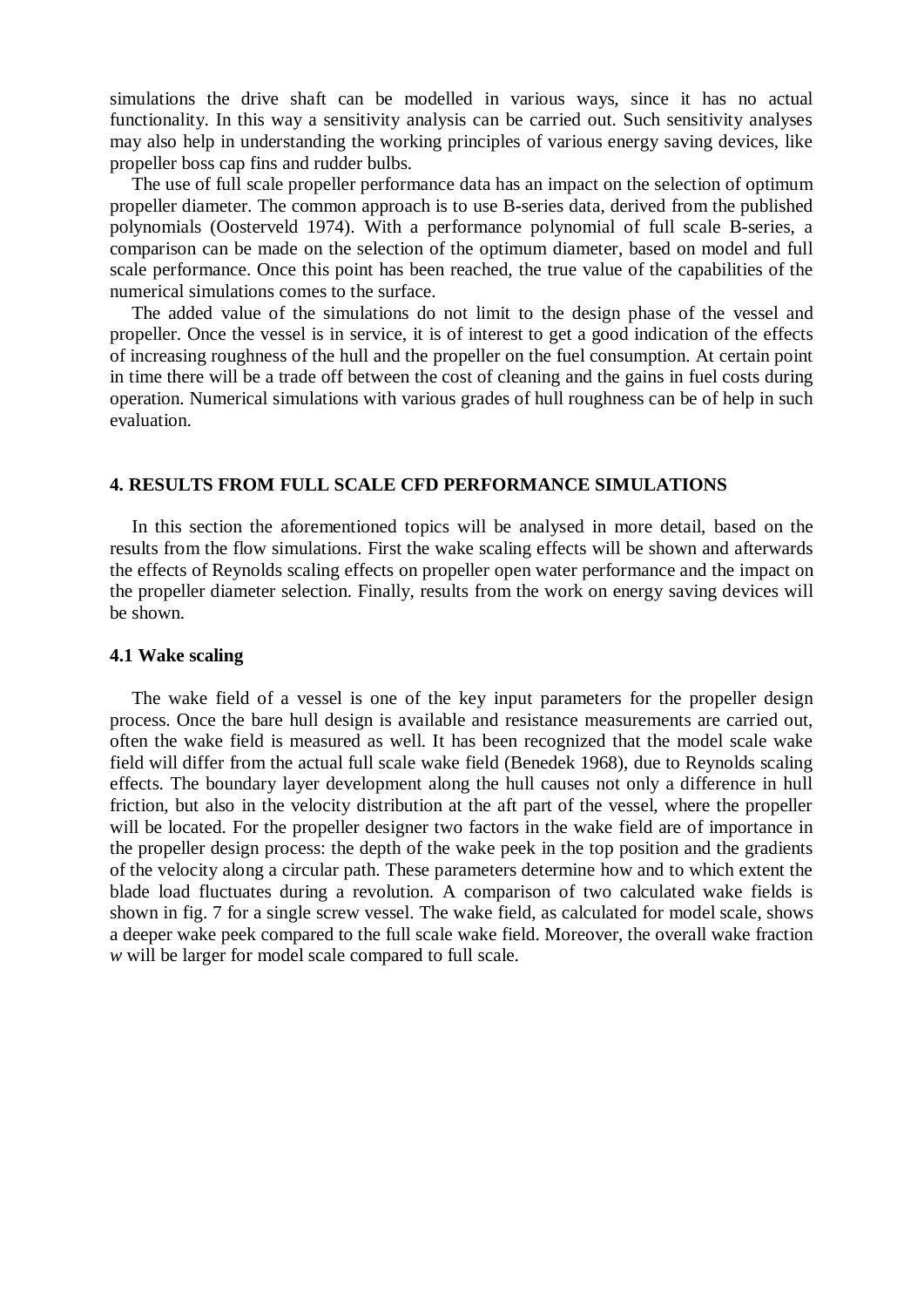simulations the drive shaft can be modelled in various ways, since it has no actual functionality. In this way a sensitivity analysis can be carried out. Such sensitivity analyses may also help in understanding the working principles of various energy saving devices, like propeller boss cap fins and rudder bulbs.

The use of full scale propeller performance data has an impact on the selection of optimum propeller diameter. The common approach is to use B-series data, derived from the published polynomials (Oosterveld 1974). With a performance polynomial of full scale B-series, a comparison can be made on the selection of the optimum diameter, based on model and full scale performance. Once this point has been reached, the true value of the capabilities of the numerical simulations comes to the surface.

The added value of the simulations do not limit to the design phase of the vessel and propeller. Once the vessel is in service, it is of interest to get a good indication of the effects of increasing roughness of the hull and the propeller on the fuel consumption. At certain point in time there will be a trade off between the cost of cleaning and the gains in fuel costs during operation. Numerical simulations with various grades of hull roughness can be of help in such evaluation.

## 4. RESULTS FROM FULL SCALE CFD PERFORMANCE SIMULATIONS

In this section the aforementioned topics will be analysed in more detail, based on the results from the flow simulations. First the wake scaling effects will be shown and afterwards the effects of Reynolds scaling effects on propeller open water performance and the impact on the propeller diameter selection. Finally, results from the work on energy saving devices will be shown.

### 4.1 Wake scaling

The wake field of a vessel is one of the key input parameters for the propeller design process. Once the bare hull design is available and resistance measurements are carried out, often the wake field is measured as well. It has been recognized that the model scale wake field will differ from the actual full scale wake field (Benedek 1968), due to Reynolds scaling effects. The boundary layer development along the hull causes not only a difference in hull friction, but also in the velocity distribution at the aft part of the vessel, where the propeller will be located. For the propeller designer two factors in the wake field are of importance in the propeller design process: the depth of the wake peek in the top position and the gradients of the velocity along a circular path. These parameters determine how and to which extent the blade load fluctuates during a revolution. A comparison of two calculated wake fields is shown in fig. 7 for a single screw vessel. The wake field, as calculated for model scale, shows a deeper wake peek compared to the full scale wake field. Moreover, the overall wake fraction $w$ will be larger for model scale compared to full scale.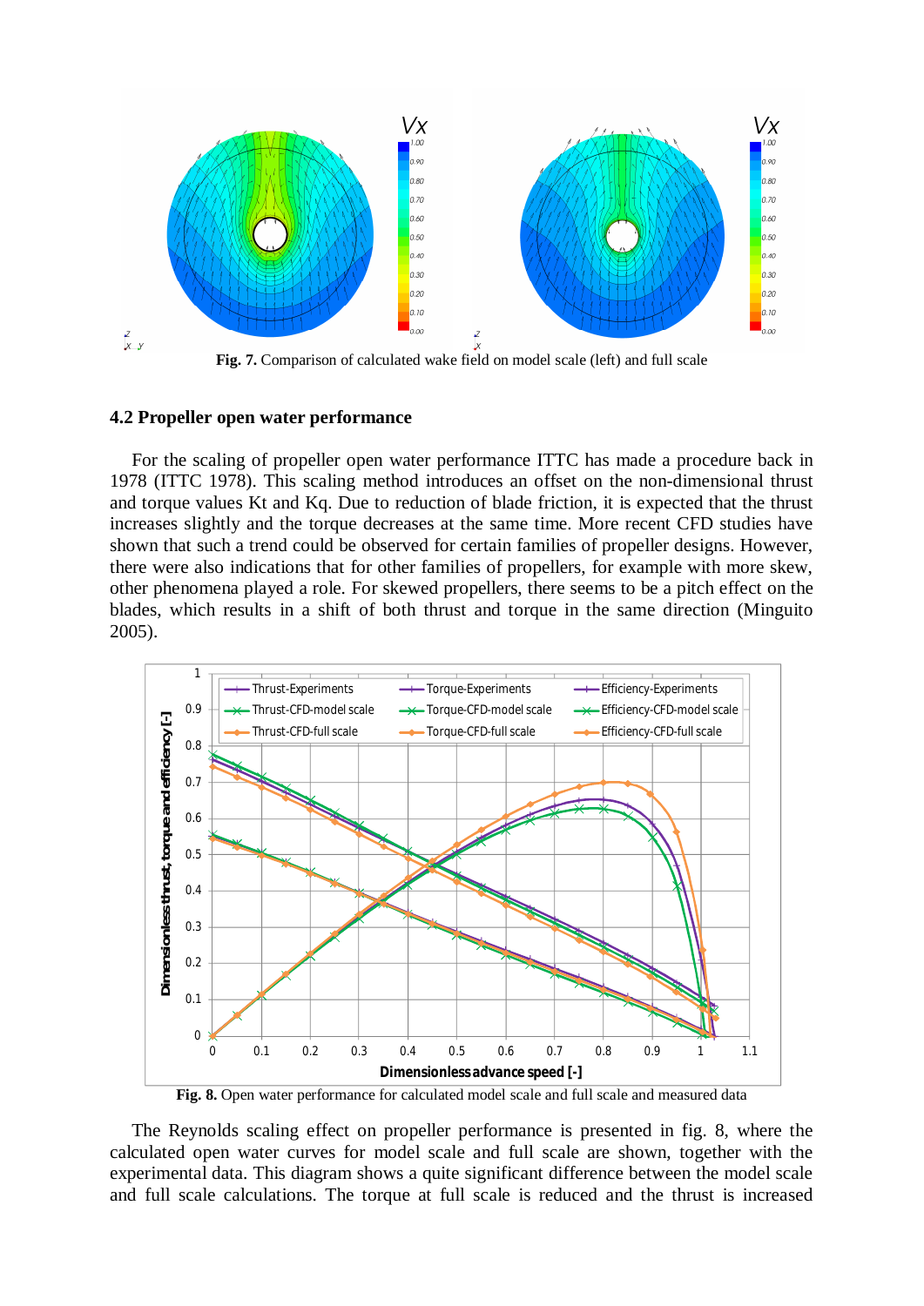Fig. 7. Comparison of calculated wake field on model scale (left) and full scale

### 4.2 Propeller open water performance

For the scaling of propeller open water performance ITTC has made a procedure back in 1978 (ITTC 1978). This scaling method introduces an offset on the non-dimensional thrust and torque values Kt and Kq. Due to reduction of blade friction, it is expected that the thrust increases slightly and the torque decreases at the same time. More recent CFD studies have shown that such a trend could be observed for certain families of propeller designs. However, there were also indications that for other families of propellers, for example with more skew, other phenomena played a role. For skewed propellers, there seems to be a pitch effect on the blades, which results in a shift of both thrust and torque in the same direction (Minguito 2005).

**Fig. 8.** Open water performance for calculated model scale and full scale and measured data

The Reynolds scaling effect on propeller performance is presented in fig. 8, where the calculated open water curves for model scale and full scale are shown, together with the experimental data. This diagram shows a quite significant difference between the model scale and full scale calculations. The torque at full scale is reduced and the thrust is increased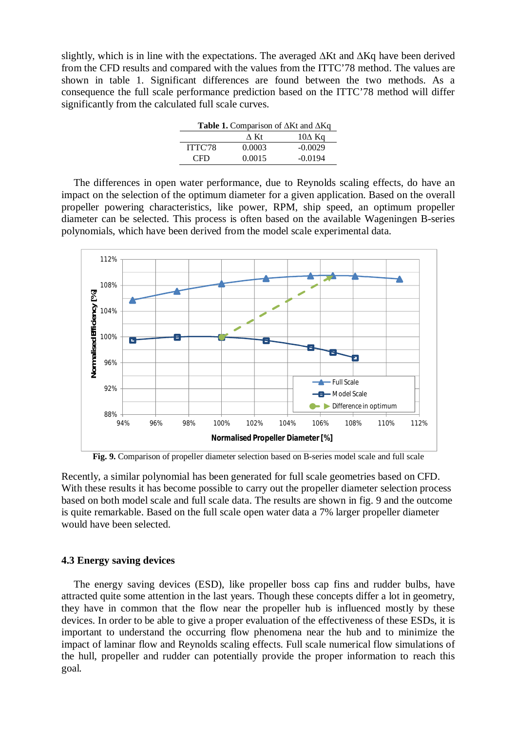slightly, which is in line with the expectations. The averaged ΔKt and ΔKq have been derived from the CFD results and compared with the values from the ITTC'78 method. The values are shown in table 1. Significant differences are found between the two methods. As a consequence the full scale performance prediction based on the ITTC'78 method will differ significantly from the calculated full scale curves.

**Table 1.** Comparison of ΔKt and ΔKq

| | Δ Kt | 10Δ Kq |
|---|---|---|
| ITTC'78 | 0.0003 | -0.0029 |
| CFD | 0.0015 | -0.0194 |

The differences in open water performance, due to Reynolds scaling effects, do have an impact on the selection of the optimum diameter for a given application. Based on the overall propeller powering characteristics, like power, RPM, ship speed, an optimum propeller diameter can be selected. This process is often based on the available Wageningen B-series polynomials, which have been derived from the model scale experimental data.

**Fig. 9.** Comparison of propeller diameter selection based on B-series model scale and full scale

Recently, a similar polynomial has been generated for full scale geometries based on CFD. With these results it has become possible to carry out the propeller diameter selection process based on both model scale and full scale data. The results are shown in fig. 9 and the outcome is quite remarkable. Based on the full scale open water data a 7% larger propeller diameter would have been selected.

### 4.3 Energy saving devices

The energy saving devices (ESD), like propeller boss cap fins and rudder bulbs, have attracted quite some attention in the last years. Though these concepts differ a lot in geometry, they have in common that the flow near the propeller hub is influenced mostly by these devices. In order to be able to give a proper evaluation of the effectiveness of these ESDs, it is important to understand the occurring flow phenomena near the hub and to minimize the impact of laminar flow and Reynolds scaling effects. Full scale numerical flow simulations of the hull, propeller and rudder can potentially provide the proper information to reach this goal.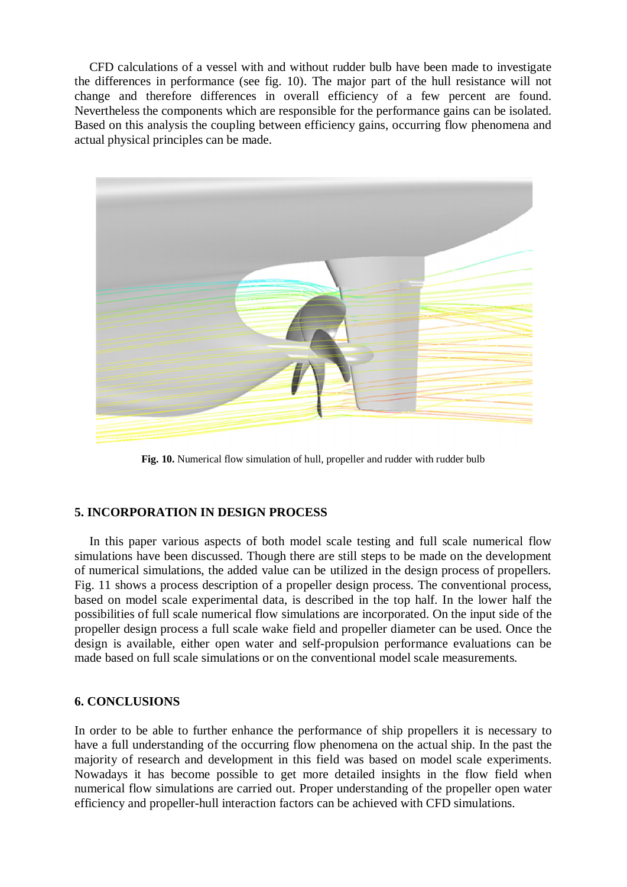CFD calculations of a vessel with and without rudder bulb have been made to investigate the differences in performance (see fig. 10). The major part of the hull resistance will not change and therefore differences in overall efficiency of a few percent are found. Nevertheless the components which are responsible for the performance gains can be isolated. Based on this analysis the coupling between efficiency gains, occurring flow phenomena and actual physical principles can be made.

**Fig. 10.** Numerical flow simulation of hull, propeller and rudder with rudder bulb

## 5. INCORPORATION IN DESIGN PROCESS

In this paper various aspects of both model scale testing and full scale numerical flow simulations have been discussed. Though there are still steps to be made on the development of numerical simulations, the added value can be utilized in the design process of propellers. Fig. 11 shows a process description of a propeller design process. The conventional process, based on model scale experimental data, is described in the top half. In the lower half the possibilities of full scale numerical flow simulations are incorporated. On the input side of the propeller design process a full scale wake field and propeller diameter can be used. Once the design is available, either open water and self-propulsion performance evaluations can be made based on full scale simulations or on the conventional model scale measurements.

## 6. CONCLUSIONS

In order to be able to further enhance the performance of ship propellers it is necessary to have a full understanding of the occurring flow phenomena on the actual ship. In the past the majority of research and development in this field was based on model scale experiments. Nowadays it has become possible to get more detailed insights in the flow field when numerical flow simulations are carried out. Proper understanding of the propeller open water efficiency and propeller-hull interaction factors can be achieved with CFD simulations.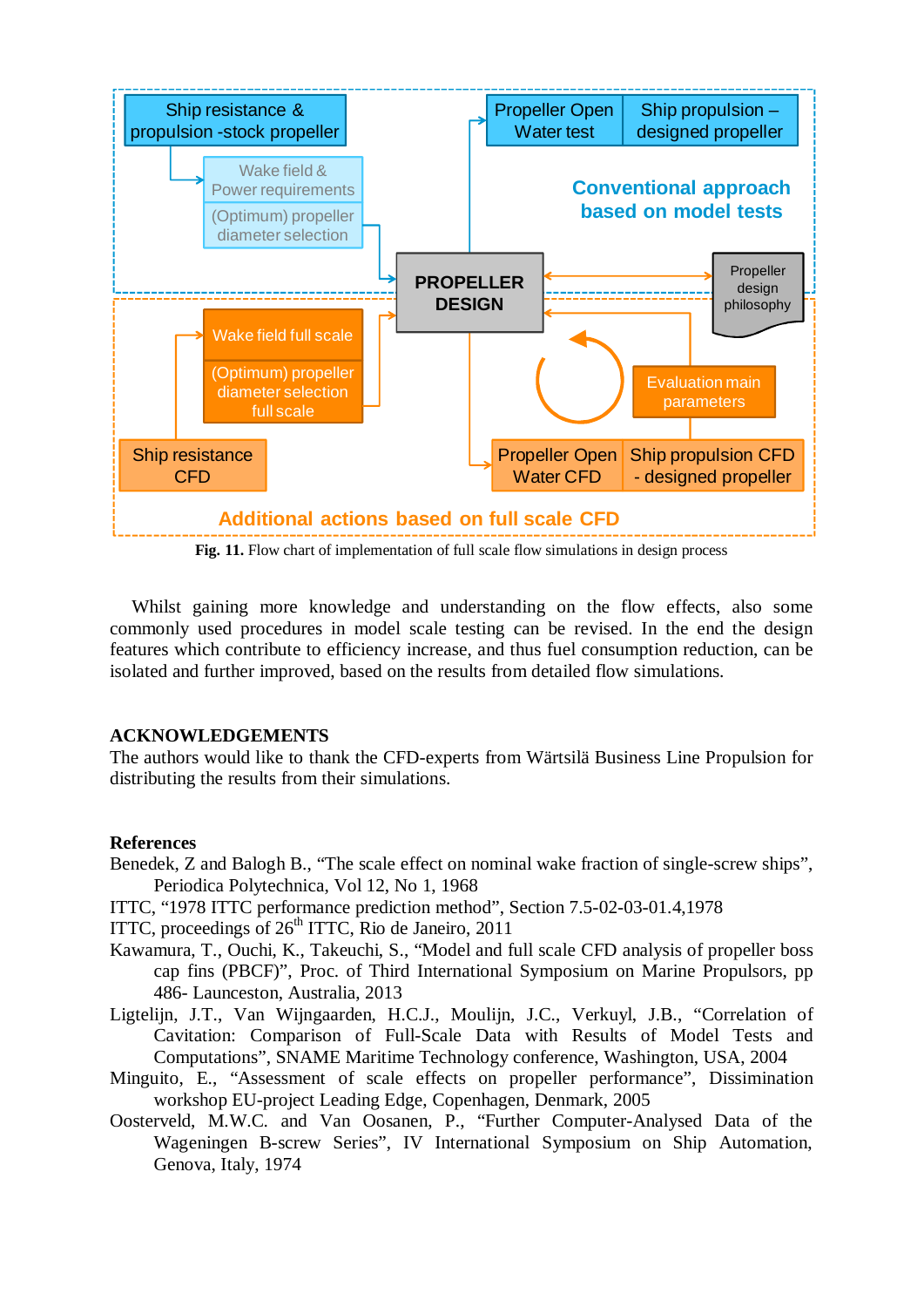Ship resistance & propulsion -stock propeller

Wake field & Power requirements

(Optimum) propeller diameter selection

Propeller Open Water test

Ship propulsion – designed propeller

Conventional approach based on model tests

PROPELLER DESIGN

Propeller design philosophy

Wake field full scale

(Optimum) propeller diameter selection full scale

Evaluation main parameters

Ship resistance CFD

Propeller Open Water CFD

Ship propulsion CFD - designed propeller

Additional actions based on full scale CFD

**Fig. 11.** Flow chart of implementation of full scale flow simulations in design process

Whilst gaining more knowledge and understanding on the flow effects, also some commonly used procedures in model scale testing can be revised. In the end the design features which contribute to efficiency increase, and thus fuel consumption reduction, can be isolated and further improved, based on the results from detailed flow simulations.

## ACKNOWLEDGEMENTS

The authors would like to thank the CFD-experts from Wärtsilä Business Line Propulsion for distributing the results from their simulations.

## References

Benedek, Z and Balogh B., "The scale effect on nominal wake fraction of single-screw ships", Periodica Polytechnica, Vol 12, No 1, 1968

ITTC, "1978 ITTC performance prediction method", Section 7.5-02-03-01.4,1978

ITTC, proceedings of 26$^{th}$ ITTC, Rio de Janeiro, 2011

Kawamura, T., Ouchi, K., Takeuchi, S., "Model and full scale CFD analysis of propeller boss cap fins (PBCF)", Proc. of Third International Symposium on Marine Propulsors, pp 486- Launceston, Australia, 2013

Ligtelijn, J.T., Van Wijngaarden, H.C.J., Moulijn, J.C., Verkuyl, J.B., "Correlation of Cavitation: Comparison of Full-Scale Data with Results of Model Tests and Computations", SNAME Maritime Technology conference, Washington, USA, 2004

Minguito, E., "Assessment of scale effects on propeller performance", Dissimination workshop EU-project Leading Edge, Copenhagen, Denmark, 2005

Oosterveld, M.W.C. and Van Oosanen, P., "Further Computer-Analysed Data of the Wageningen B-screw Series", IV International Symposium on Ship Automation, Genova, Italy, 1974